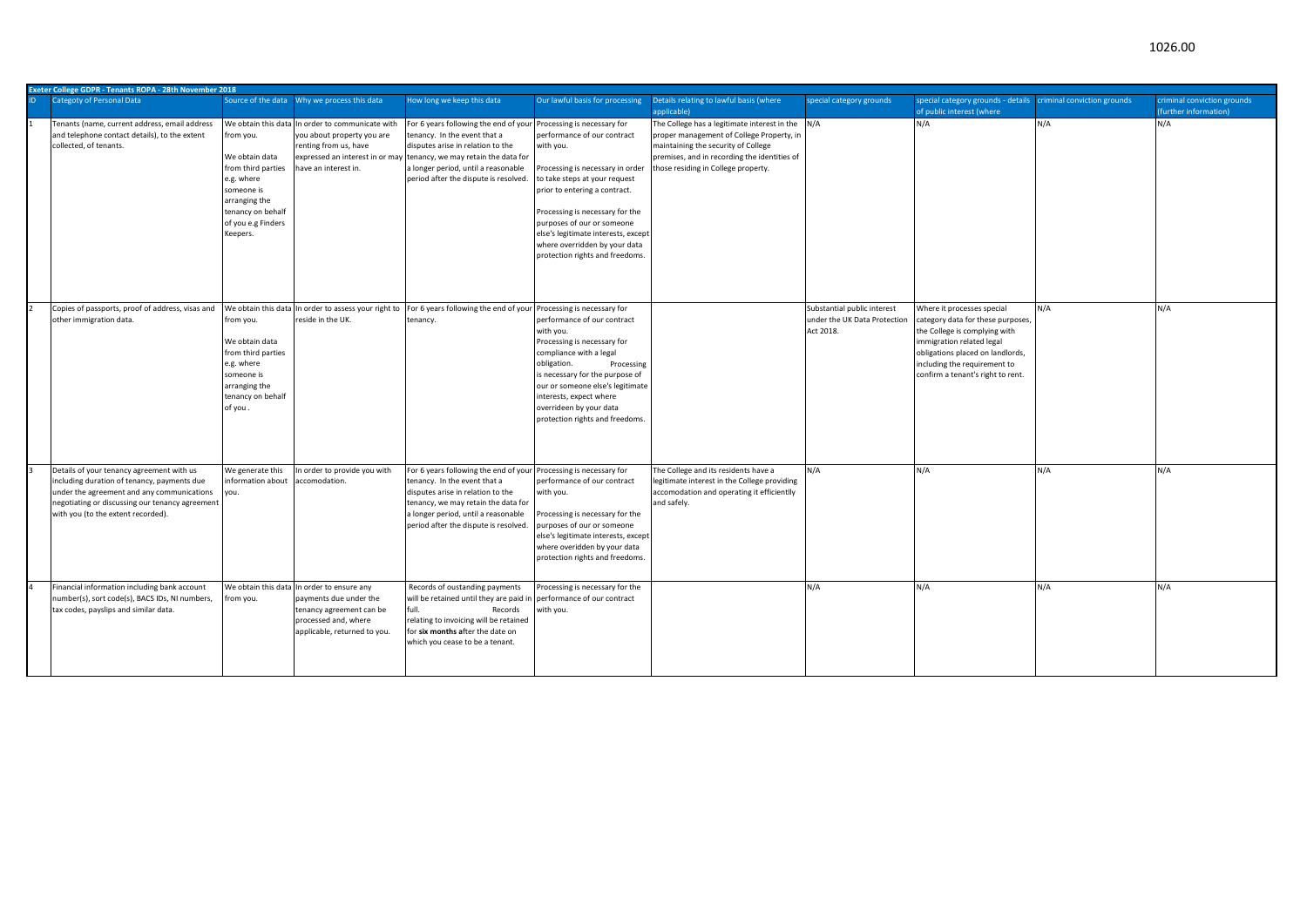| Exeter College GDPR - Tenants ROPA - 28th November 2018 | | | | | | | | | | |
|---|---|---|---|---|---|---|---|---|---|---|
| ID | Categoty of Personal Data | Source of the data | Why we process this data | How long we keep this data | Our lawful basis for processing | Details relating to lawful basis (where applicable) | special category grounds | special category grounds - details of public interest (where | criminal conviction grounds | criminal conviction grounds (further information) |
| 1 | Tenants (name, current address, email address and telephone contact details), to the extent collected, of tenants. | We obtain this data from you. We obtain data from third parties e.g. where someone is arranging the tenancy on behalf of you e.g Finders Keepers. | In order to communicate with you about property you are renting from us, have expressed an interest in or may have an interest in. | For 6 years following the end of your tenancy. In the event that a disputes arise in relation to the tenancy, we may retain the data for a longer period, until a reasonable period after the dispute is resolved. | Processing is necessary for performance of our contract with you. Processing is necessary in order to take steps at your request prior to entering a contract. Processing is necessary for the purposes of our or someone else's legitimate interests, except where overridden by your data protection rights and freedoms. | The College has a legitimate interest in the proper management of College Property, in maintaining the security of College premises, and in recording the identities of those residing in College property. | N/A | N/A | N/A | N/A |
| 2 | Copies of passports, proof of address, visas and other immigration data. | We obtain this data from you. We obtain data from third parties e.g. where someone is arranging the tenancy on behalf of you . | In order to assess your right to reside in the UK. | For 6 years following the end of your tenancy. | Processing is necessary for performance of our contract with you. Processing is necessary for compliance with a legal obligation. Processing is necessary for the purpose of our or someone else's legitimate interests, expect where overrideen by your data protection rights and freedoms. | | Substantial public interest under the UK Data Protection Act 2018. | Where it processes special category data for these purposes, the College is complying with immigration related legal obligations placed on landlords, including the requirement to confirm a tenant's right to rent. | N/A | N/A |
| 3 | Details of your tenancy agreement with us including duration of tenancy, payments due under the agreement and any communications negotiating or discussing our tenancy agreement with you (to the extent recorded). | We generate this information about you. | In order to provide you with accomodation. | For 6 years following the end of your tenancy. In the event that a disputes arise in relation to the tenancy, we may retain the data for a longer period, until a reasonable period after the dispute is resolved. | Processing is necessary for performance of our contract with you. Processing is necessary for the purposes of our or someone else's legitimate interests, except where overidden by your data protection rights and freedoms. | The College and its residents have a legitimate interest in the College providing accomodation and operating it efficientlly and safely. | N/A | N/A | N/A | N/A |
| 4 | Financial information including bank account number(s), sort code(s), BACS IDs, NI numbers, tax codes, payslips and similar data. | We obtain this data from you. | In order to ensure any payments due under the tenancy agreement can be processed and, where applicable, returned to you. | Records of oustanding payments will be retained until they are paid in full. Records relating to invoicing will be retained for **six months a**fter the date on which you cease to be a tenant. | Processing is necessary for the performance of our contract with you. | | N/A | N/A | N/A | N/A |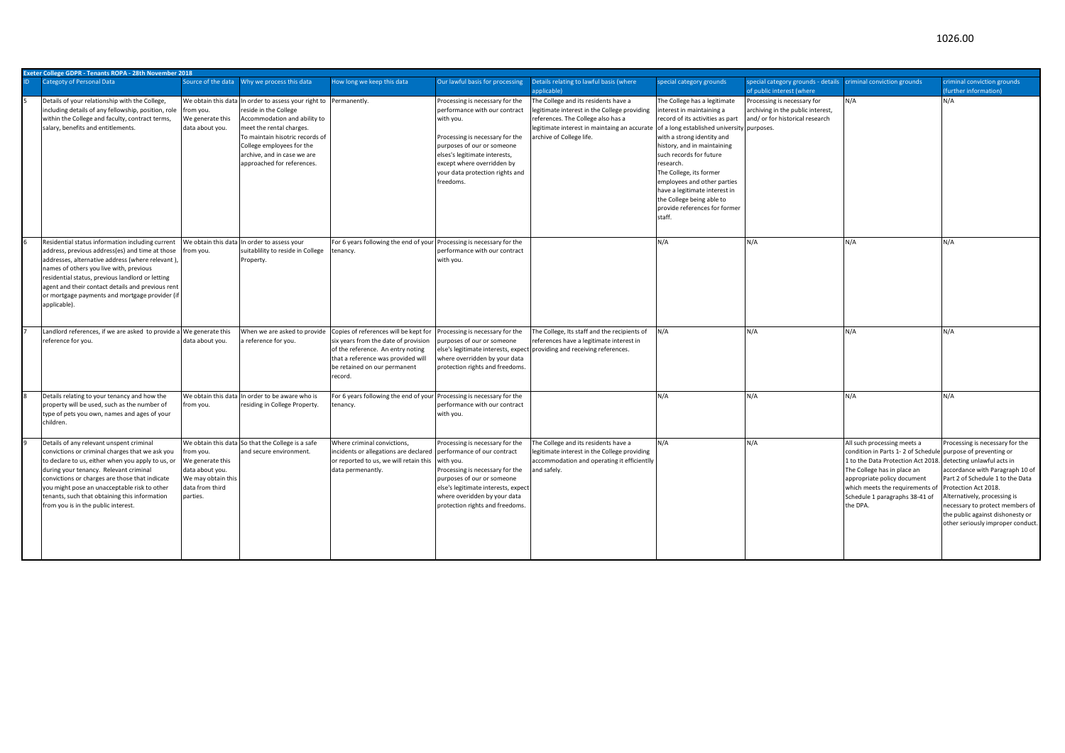| Exeter College GDPR - Tenants ROPA - 28th November 2018 | | | | | | | | | | | |
|---|---|---|---|---|---|---|---|---|---|---|---|
| ID | Categoty of Personal Data | Source of the data | Why we process this data | How long we keep this data | Our lawful basis for processing | Details relating to lawful basis (where applicable) | special category grounds | special category grounds - details of public interest (where | criminal conviction grounds | criminal conviction grounds (further information) |
| 5 | Details of your relationship with the College, including details of any fellowship, position, role within the College and faculty, contract terms, salary, benefits and entitlements. | We obtain this data from you. We generate this data about you. | In order to assess your right to reside in the College Accommodation and ability to meet the rental charges. To maintain hisotric records of College employees for the archive, and in case we are approached for references. | Permanently. | Processing is necessary for the performance with our contract with you. Processing is necessary for the purposes of our or someone elses's legitimate interests, except where overridden by your data protection rights and freedoms. | The College and its residents have a legitimate interest in the College providing references. The College also has a legitimate interest in maintaing an accurate archive of College life. | The College has a legitimate interest in maintaining a record of its activities as part of a long established university with a strong identity and history, and in maintaining such records for future research. The College, its former employees and other parties have a legitimate interest in the College being able to provide references for former staff. | Processing is necessary for archiving in the public interest, and/ or for historical research purposes. | N/A | N/A |
| 6 | Residential status information including current address, previous address(es) and time at those addresses, alternative address (where relevant ), names of others you live with, previous residential status, previous landlord or letting agent and their contact details and previous rent or mortgage payments and mortgage provider (if applicable). | We obtain this data from you. | In order to assess your suitablility to reside in College Property. | For 6 years following the end of your tenancy. | Processing is necessary for the performance with our contract with you. | | N/A | N/A | N/A | N/A |
| 7 | Landlord references, if we are asked to provide a reference for you. | We generate this data about you. | When we are asked to provide a reference for you. | Copies of references will be kept for six years from the date of provision of the reference. An entry noting that a reference was provided will be retained on our permanent record. | Processing is necessary for the purposes of our or someone else's legitimate interests, expect where overridden by your data protection rights and freedoms. | The College, Its staff and the recipients of references have a legitimate interest in providing and receiving references. | N/A | N/A | N/A | N/A |
| 8 | Details relating to your tenancy and how the property will be used, such as the number of type of pets you own, names and ages of your children. | We obtain this data from you. | In order to be aware who is residing in College Property. | For 6 years following the end of your tenancy. | Processing is necessary for the performance with our contract with you. | | N/A | N/A | N/A | N/A |
| 9 | Details of any relevant unspent criminal convictions or criminal charges that we ask you to declare to us, either when you apply to us, or during your tenancy. Relevant criminal convictions or charges are those that indicate you might pose an unacceptable risk to other tenants, such that obtaining this information from you is in the public interest. | We obtain this data from you. We generate this data about you. We may obtain this data from third parties. | So that the College is a safe and secure environment. | Where criminal convictions, incidents or allegations are declared or reported to us, we will retain this data permenantly. | Processing is necessary for the performance of our contract with you. Processing is necessary for the purposes of our or someone else's legitimate interests, expect where overridden by your data protection rights and freedoms. | The College and its residents have a legitimate interest in the College providing accommodation and operating it efficientlly and safely. | N/A | N/A | All such processing meets a condition in Parts 1- 2 of Schedule 1 to the Data Protection Act 2018. The College has in place an appropriate policy document which meets the requirements of Schedule 1 paragraphs 38-41 of the DPA. | Processing is necessary for the purpose of preventing or detecting unlawful acts in accordance with Paragraph 10 of Part 2 of Schedule 1 to the Data Protection Act 2018. Alternatively, processing is necessary to protect members of the public against dishonesty or other seriously improper conduct. |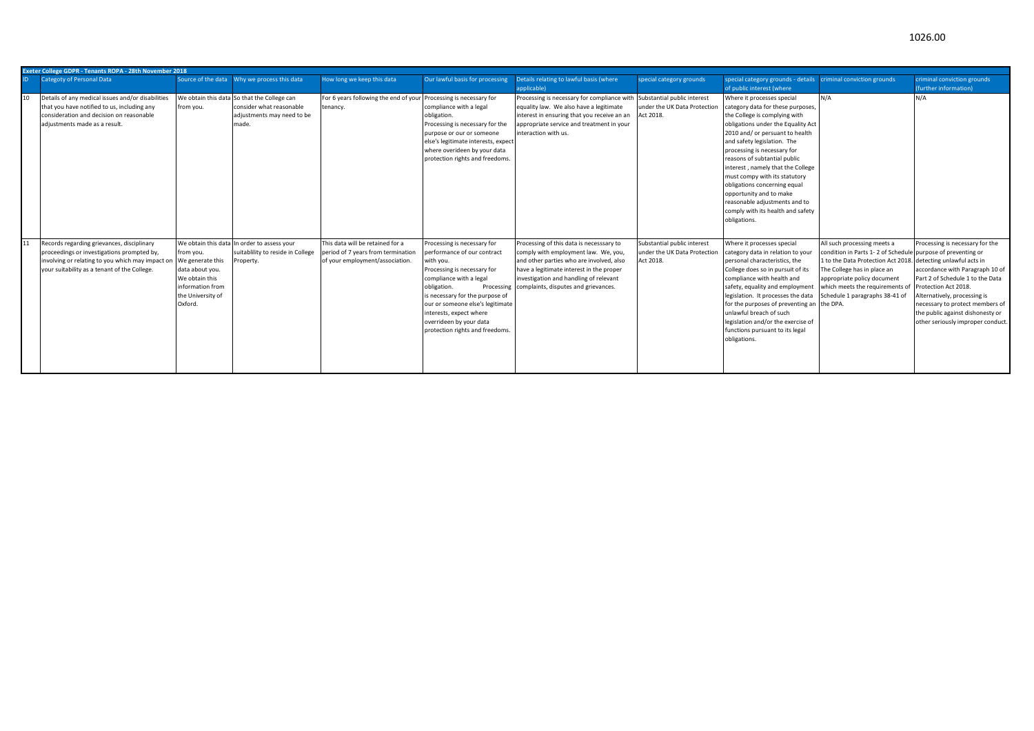**Exeter College GDPR - Tenants ROPA - 28th November 2018**

| ID | Categoty of Personal Data | Source of the data | Why we process this data | How long we keep this data | Our lawful basis for processing | Details relating to lawful basis (where applicable) | special category grounds | special category grounds - details of public interest (where | criminal conviction grounds | criminal conviction grounds (further information) |
|---|---|---|---|---|---|---|---|---|---|---|
| 10 | Details of any medical issues and/or disabilities that you have notified to us, including any consideration and decision on reasonable adjustments made as a result. | We obtain this data from you. | So that the College can consider what reasonable adjustments may need to be made. | For 6 years following the end of your tenancy. | Processing is necessary for compliance with a legal obligation. Processing is necessary for the purpose or our or someone else's legitimate interests, expect where overideen by your data protection rights and freedoms. | Processing is necessary for compliance with equality law. We also have a legitimate interest in ensuring that you receive an an appropriate service and treatment in your interaction with us. | Substantial public interest under the UK Data Protection Act 2018. | Where it processes special category data for these purposes, the College is complying with obligations under the Equality Act 2010 and/ or persuant to health and safety legislation. The processing is necessary for reasons of subtantial public interest , namely that the College must compy with its statutory obligations concerning equal opportunity and to make reasonable adjustments and to comply with its health and safety obligations. | N/A | N/A |
| 11 | Records regarding grievances, disciplinary proceedings or investigations prompted by, involving or relating to you which may impact on your suitability as a tenant of the College. | We obtain this data from you. We generate this data about you. We obtain this information from the University of Oxford. | In order to assess your suitablility to reside in College Property. | This data will be retained for a period of 7 years from termination of your employment/association. | Processing is necessary for performance of our contract with you. Processing is necessary for compliance with a legal obligation. Processing is necessary for the purpose of our or someone else's legitimate interests, expect where overrideen by your data protection rights and freedoms. | Processing of this data is necesssary to comply with employment law. We, you, and other parties who are involved, also have a legitimate interest in the proper investigation and handling of relevant complaints, disputes and grievances. | Substantial public interest under the UK Data Protection Act 2018. | Where it processes special category data in relation to your personal characteristics, the College does so in pursuit of its compliance with health and safety, equality and employment legislation. It processes the data for the purposes of preventing an unlawful breach of such legislation and/or the exercise of functions pursuant to its legal obligations. | All such processing meets a condition in Parts 1- 2 of Schedule 1 to the Data Protection Act 2018. The College has in place an appropriate policy document which meets the requirements of Schedule 1 paragraphs 38-41 of the DPA. | Processing is necessary for the purpose of preventing or detecting unlawful acts in accordance with Paragraph 10 of Part 2 of Schedule 1 to the Data Protection Act 2018. Alternatively, processing is necessary to protect members of the public against dishonesty or other seriously improper conduct. |